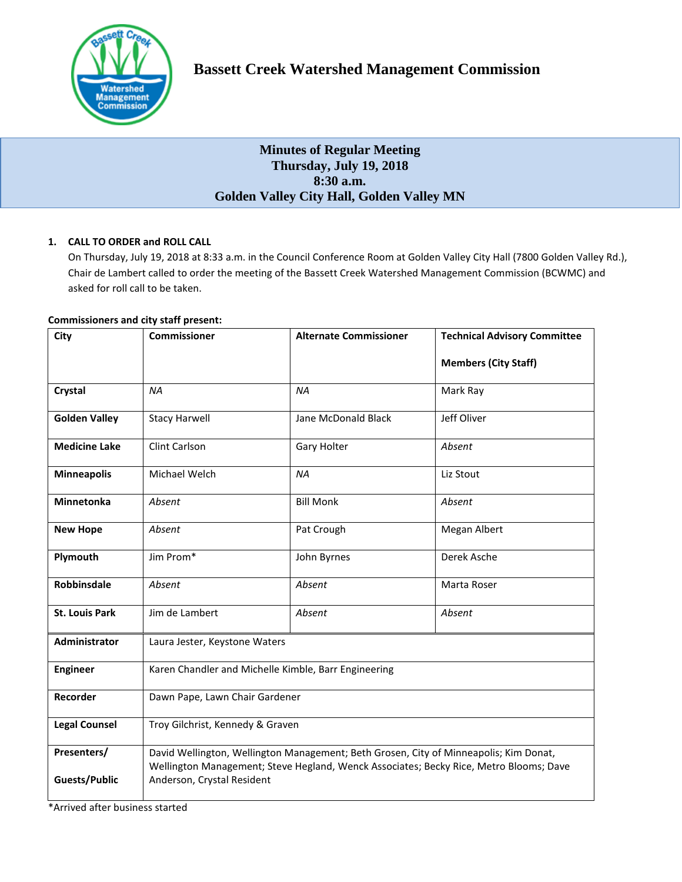# Bassett Creek Watershed Management Commission

## Minutes of Regular Meeting
## Thursday, July 19, 2018
## 8:30 a.m.
## Golden Valley City Hall, Golden Valley MN

1. **CALL TO ORDER and ROLL CALL**

   On Thursday, July 19, 2018 at 8:33 a.m. in the Council Conference Room at Golden Valley City Hall (7800 Golden Valley Rd.), Chair de Lambert called to order the meeting of the Bassett Creek Watershed Management Commission (BCWMC) and asked for roll call to be taken.

**Commissioners and city staff present:**

| City | Commissioner | Alternate Commissioner | Technical Advisory Committee Members (City Staff) |
|---|---|---|---|
| **Crystal** | *NA* | *NA* | Mark Ray |
| **Golden Valley** | Stacy Harwell | Jane McDonald Black | Jeff Oliver |
| **Medicine Lake** | Clint Carlson | Gary Holter | *Absent* |
| **Minneapolis** | Michael Welch | *NA* | Liz Stout |
| **Minnetonka** | *Absent* | Bill Monk | *Absent* |
| **New Hope** | *Absent* | Pat Crough | Megan Albert |
| **Plymouth** | Jim Prom* | John Byrnes | Derek Asche |
| **Robbinsdale** | *Absent* | *Absent* | Marta Roser |
| **St. Louis Park** | Jim de Lambert | *Absent* | *Absent* |
| **Administrator** | Laura Jester, Keystone Waters | | |
| **Engineer** | Karen Chandler and Michelle Kimble, Barr Engineering | | |
| **Recorder** | Dawn Pape, Lawn Chair Gardener | | |
| **Legal Counsel** | Troy Gilchrist, Kennedy & Graven | | |
| **Presenters/ Guests/Public** | David Wellington, Wellington Management; Beth Grosen, City of Minneapolis; Kim Donat, Wellington Management; Steve Hegland, Wenck Associates; Becky Rice, Metro Blooms; Dave Anderson, Crystal Resident | | |

*Arrived after business started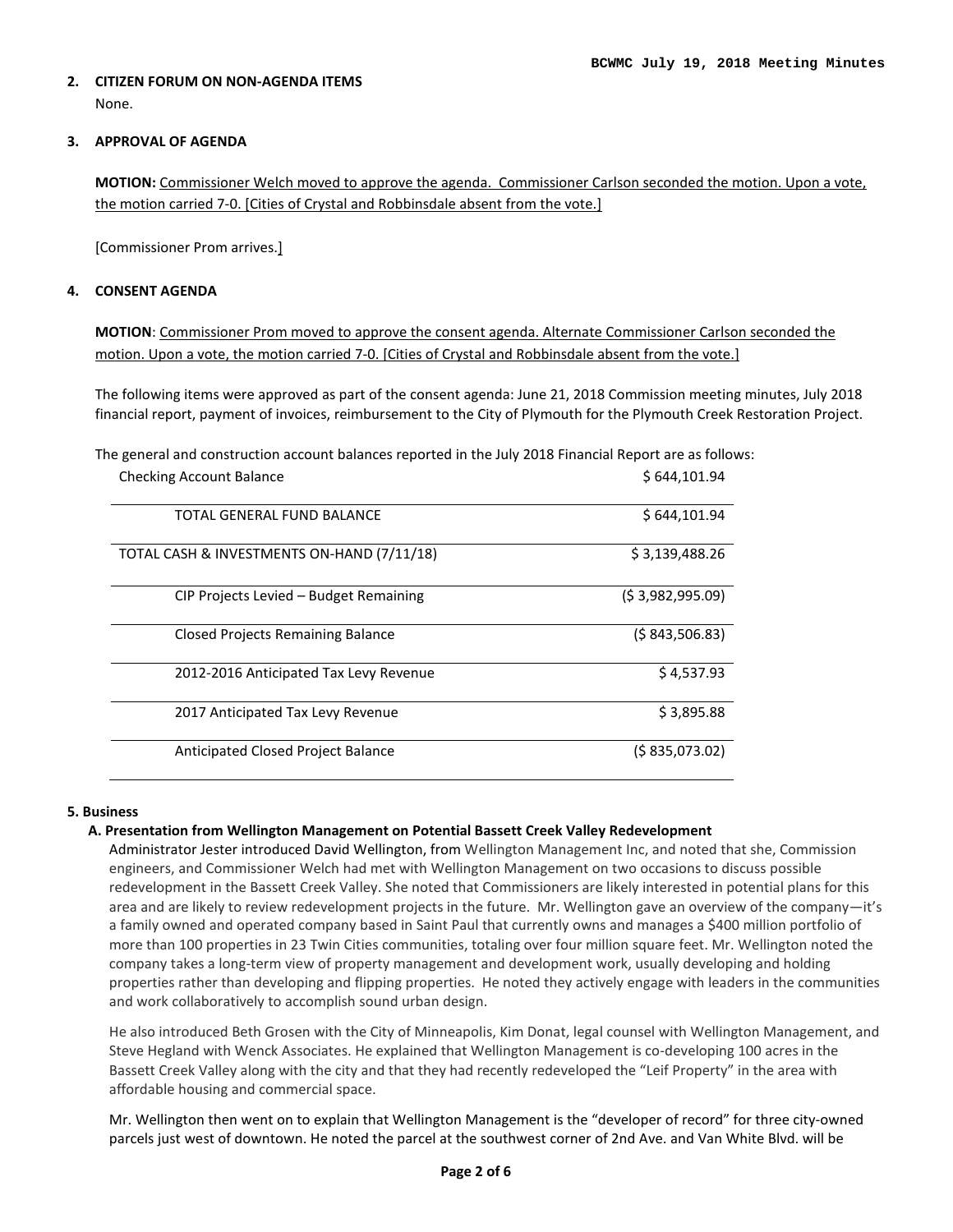## 2. CITIZEN FORUM ON NON-AGENDA ITEMS

None.

## 3. APPROVAL OF AGENDA

**MOTION:** Commissioner Welch moved to approve the agenda. Commissioner Carlson seconded the motion. Upon a vote, the motion carried 7-0. [Cities of Crystal and Robbinsdale absent from the vote.]

[Commissioner Prom arrives.]

## 4. CONSENT AGENDA

**MOTION**: Commissioner Prom moved to approve the consent agenda. Alternate Commissioner Carlson seconded the motion. Upon a vote, the motion carried 7-0. [Cities of Crystal and Robbinsdale absent from the vote.]

The following items were approved as part of the consent agenda: June 21, 2018 Commission meeting minutes, July 2018 financial report, payment of invoices, reimbursement to the City of Plymouth for the Plymouth Creek Restoration Project.

The general and construction account balances reported in the July 2018 Financial Report are as follows:

| | |
|---|---|
| Checking Account Balance | $ 644,101.94 |
| TOTAL GENERAL FUND BALANCE | $ 644,101.94 |
| TOTAL CASH & INVESTMENTS ON-HAND (7/11/18) | $ 3,139,488.26 |
| CIP Projects Levied – Budget Remaining | ($ 3,982,995.09) |
| Closed Projects Remaining Balance | ($ 843,506.83) |
| 2012-2016 Anticipated Tax Levy Revenue | $ 4,537.93 |
| 2017 Anticipated Tax Levy Revenue | $ 3,895.88 |
| Anticipated Closed Project Balance | ($ 835,073.02) |

## 5. Business

### A. Presentation from Wellington Management on Potential Bassett Creek Valley Redevelopment

Administrator Jester introduced David Wellington, from Wellington Management Inc, and noted that she, Commission engineers, and Commissioner Welch had met with Wellington Management on two occasions to discuss possible redevelopment in the Bassett Creek Valley. She noted that Commissioners are likely interested in potential plans for this area and are likely to review redevelopment projects in the future. Mr. Wellington gave an overview of the company—it's a family owned and operated company based in Saint Paul that currently owns and manages a $400 million portfolio of more than 100 properties in 23 Twin Cities communities, totaling over four million square feet. Mr. Wellington noted the company takes a long-term view of property management and development work, usually developing and holding properties rather than developing and flipping properties. He noted they actively engage with leaders in the communities and work collaboratively to accomplish sound urban design.

He also introduced Beth Grosen with the City of Minneapolis, Kim Donat, legal counsel with Wellington Management, and Steve Hegland with Wenck Associates. He explained that Wellington Management is co-developing 100 acres in the Bassett Creek Valley along with the city and that they had recently redeveloped the "Leif Property" in the area with affordable housing and commercial space.

Mr. Wellington then went on to explain that Wellington Management is the "developer of record" for three city-owned parcels just west of downtown. He noted the parcel at the southwest corner of 2nd Ave. and Van White Blvd. will be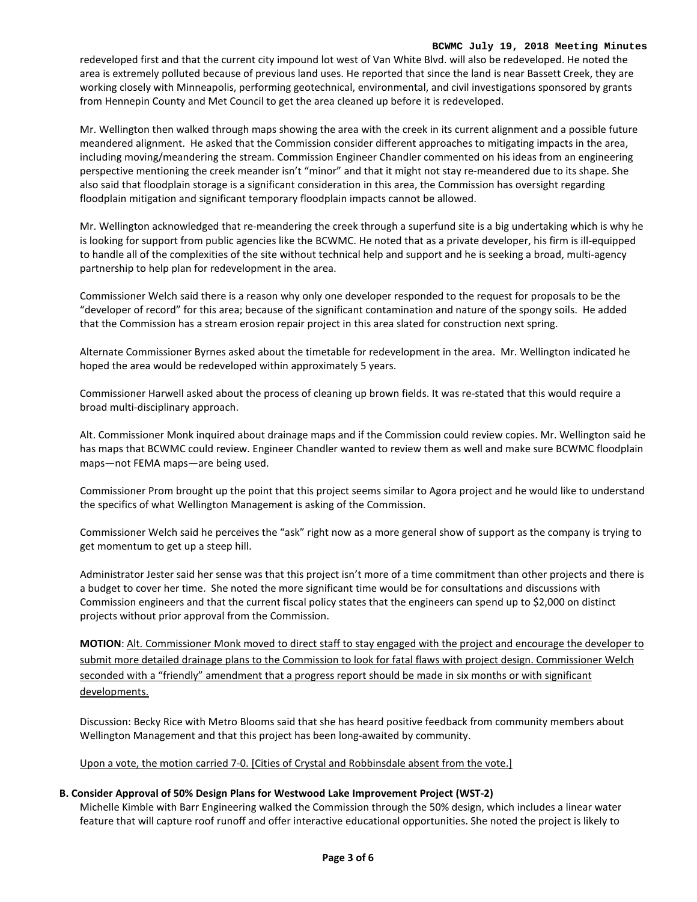redeveloped first and that the current city impound lot west of Van White Blvd. will also be redeveloped. He noted the area is extremely polluted because of previous land uses. He reported that since the land is near Bassett Creek, they are working closely with Minneapolis, performing geotechnical, environmental, and civil investigations sponsored by grants from Hennepin County and Met Council to get the area cleaned up before it is redeveloped.

Mr. Wellington then walked through maps showing the area with the creek in its current alignment and a possible future meandered alignment. He asked that the Commission consider different approaches to mitigating impacts in the area, including moving/meandering the stream. Commission Engineer Chandler commented on his ideas from an engineering perspective mentioning the creek meander isn't "minor" and that it might not stay re-meandered due to its shape. She also said that floodplain storage is a significant consideration in this area, the Commission has oversight regarding floodplain mitigation and significant temporary floodplain impacts cannot be allowed.

Mr. Wellington acknowledged that re-meandering the creek through a superfund site is a big undertaking which is why he is looking for support from public agencies like the BCWMC. He noted that as a private developer, his firm is ill-equipped to handle all of the complexities of the site without technical help and support and he is seeking a broad, multi-agency partnership to help plan for redevelopment in the area.

Commissioner Welch said there is a reason why only one developer responded to the request for proposals to be the "developer of record" for this area; because of the significant contamination and nature of the spongy soils. He added that the Commission has a stream erosion repair project in this area slated for construction next spring.

Alternate Commissioner Byrnes asked about the timetable for redevelopment in the area. Mr. Wellington indicated he hoped the area would be redeveloped within approximately 5 years.

Commissioner Harwell asked about the process of cleaning up brown fields. It was re-stated that this would require a broad multi-disciplinary approach.

Alt. Commissioner Monk inquired about drainage maps and if the Commission could review copies. Mr. Wellington said he has maps that BCWMC could review. Engineer Chandler wanted to review them as well and make sure BCWMC floodplain maps—not FEMA maps—are being used.

Commissioner Prom brought up the point that this project seems similar to Agora project and he would like to understand the specifics of what Wellington Management is asking of the Commission.

Commissioner Welch said he perceives the "ask" right now as a more general show of support as the company is trying to get momentum to get up a steep hill.

Administrator Jester said her sense was that this project isn't more of a time commitment than other projects and there is a budget to cover her time. She noted the more significant time would be for consultations and discussions with Commission engineers and that the current fiscal policy states that the engineers can spend up to $2,000 on distinct projects without prior approval from the Commission.

**MOTION**: Alt. Commissioner Monk moved to direct staff to stay engaged with the project and encourage the developer to submit more detailed drainage plans to the Commission to look for fatal flaws with project design. Commissioner Welch seconded with a "friendly" amendment that a progress report should be made in six months or with significant developments.

Discussion: Becky Rice with Metro Blooms said that she has heard positive feedback from community members about Wellington Management and that this project has been long-awaited by community.

Upon a vote, the motion carried 7-0. [Cities of Crystal and Robbinsdale absent from the vote.]

**B. Consider Approval of 50% Design Plans for Westwood Lake Improvement Project (WST-2)**

Michelle Kimble with Barr Engineering walked the Commission through the 50% design, which includes a linear water feature that will capture roof runoff and offer interactive educational opportunities. She noted the project is likely to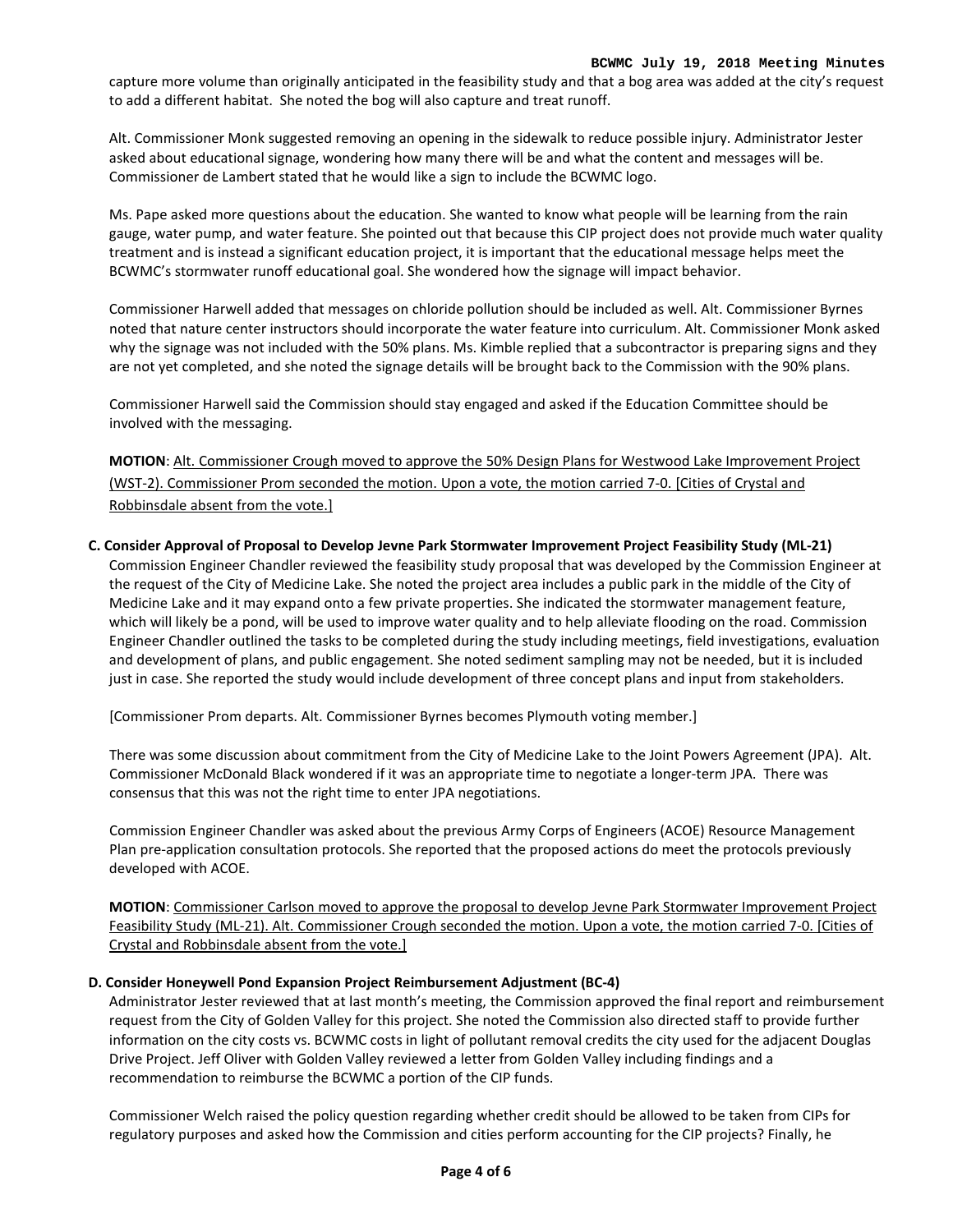capture more volume than originally anticipated in the feasibility study and that a bog area was added at the city's request to add a different habitat. She noted the bog will also capture and treat runoff.

Alt. Commissioner Monk suggested removing an opening in the sidewalk to reduce possible injury. Administrator Jester asked about educational signage, wondering how many there will be and what the content and messages will be. Commissioner de Lambert stated that he would like a sign to include the BCWMC logo.

Ms. Pape asked more questions about the education. She wanted to know what people will be learning from the rain gauge, water pump, and water feature. She pointed out that because this CIP project does not provide much water quality treatment and is instead a significant education project, it is important that the educational message helps meet the BCWMC's stormwater runoff educational goal. She wondered how the signage will impact behavior.

Commissioner Harwell added that messages on chloride pollution should be included as well. Alt. Commissioner Byrnes noted that nature center instructors should incorporate the water feature into curriculum. Alt. Commissioner Monk asked why the signage was not included with the 50% plans. Ms. Kimble replied that a subcontractor is preparing signs and they are not yet completed, and she noted the signage details will be brought back to the Commission with the 90% plans.

Commissioner Harwell said the Commission should stay engaged and asked if the Education Committee should be involved with the messaging.

**MOTION**: Alt. Commissioner Crough moved to approve the 50% Design Plans for Westwood Lake Improvement Project (WST-2). Commissioner Prom seconded the motion. Upon a vote, the motion carried 7-0. [Cities of Crystal and Robbinsdale absent from the vote.]

**C. Consider Approval of Proposal to Develop Jevne Park Stormwater Improvement Project Feasibility Study (ML-21)**

Commission Engineer Chandler reviewed the feasibility study proposal that was developed by the Commission Engineer at the request of the City of Medicine Lake. She noted the project area includes a public park in the middle of the City of Medicine Lake and it may expand onto a few private properties. She indicated the stormwater management feature, which will likely be a pond, will be used to improve water quality and to help alleviate flooding on the road. Commission Engineer Chandler outlined the tasks to be completed during the study including meetings, field investigations, evaluation and development of plans, and public engagement. She noted sediment sampling may not be needed, but it is included just in case. She reported the study would include development of three concept plans and input from stakeholders.

[Commissioner Prom departs. Alt. Commissioner Byrnes becomes Plymouth voting member.]

There was some discussion about commitment from the City of Medicine Lake to the Joint Powers Agreement (JPA). Alt. Commissioner McDonald Black wondered if it was an appropriate time to negotiate a longer-term JPA. There was consensus that this was not the right time to enter JPA negotiations.

Commission Engineer Chandler was asked about the previous Army Corps of Engineers (ACOE) Resource Management Plan pre-application consultation protocols. She reported that the proposed actions do meet the protocols previously developed with ACOE.

**MOTION**: Commissioner Carlson moved to approve the proposal to develop Jevne Park Stormwater Improvement Project Feasibility Study (ML-21). Alt. Commissioner Crough seconded the motion. Upon a vote, the motion carried 7-0. [Cities of Crystal and Robbinsdale absent from the vote.]

**D. Consider Honeywell Pond Expansion Project Reimbursement Adjustment (BC-4)**

Administrator Jester reviewed that at last month's meeting, the Commission approved the final report and reimbursement request from the City of Golden Valley for this project. She noted the Commission also directed staff to provide further information on the city costs vs. BCWMC costs in light of pollutant removal credits the city used for the adjacent Douglas Drive Project. Jeff Oliver with Golden Valley reviewed a letter from Golden Valley including findings and a recommendation to reimburse the BCWMC a portion of the CIP funds.

Commissioner Welch raised the policy question regarding whether credit should be allowed to be taken from CIPs for regulatory purposes and asked how the Commission and cities perform accounting for the CIP projects? Finally, he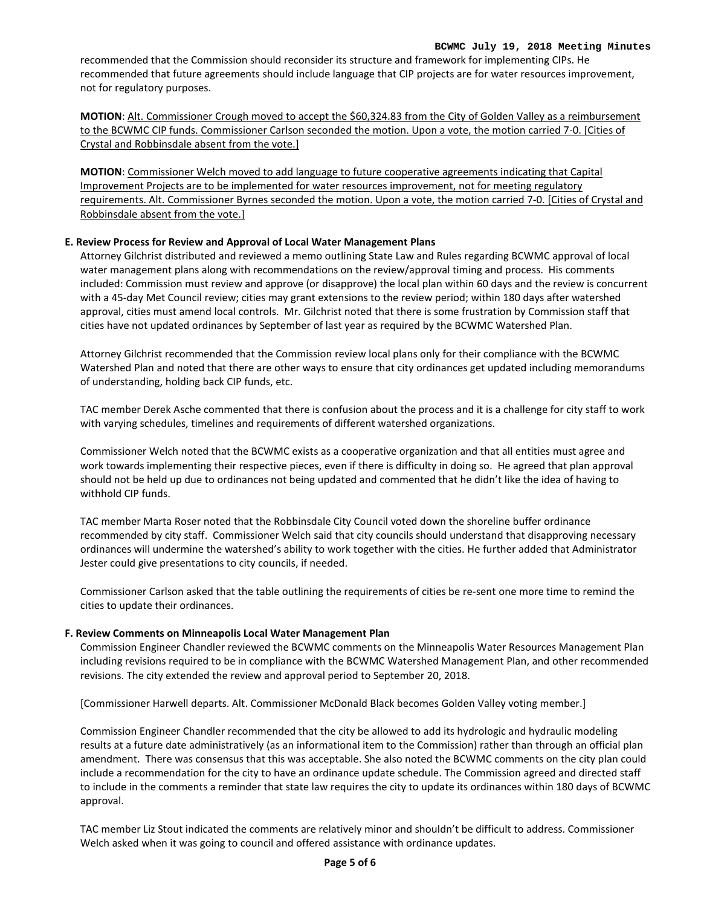recommended that the Commission should reconsider its structure and framework for implementing CIPs. He recommended that future agreements should include language that CIP projects are for water resources improvement, not for regulatory purposes.

**MOTION**: Alt. Commissioner Crough moved to accept the $60,324.83 from the City of Golden Valley as a reimbursement to the BCWMC CIP funds. Commissioner Carlson seconded the motion. Upon a vote, the motion carried 7-0. [Cities of Crystal and Robbinsdale absent from the vote.]

**MOTION**: Commissioner Welch moved to add language to future cooperative agreements indicating that Capital Improvement Projects are to be implemented for water resources improvement, not for meeting regulatory requirements. Alt. Commissioner Byrnes seconded the motion. Upon a vote, the motion carried 7-0. [Cities of Crystal and Robbinsdale absent from the vote.]

**E. Review Process for Review and Approval of Local Water Management Plans**

Attorney Gilchrist distributed and reviewed a memo outlining State Law and Rules regarding BCWMC approval of local water management plans along with recommendations on the review/approval timing and process. His comments included: Commission must review and approve (or disapprove) the local plan within 60 days and the review is concurrent with a 45-day Met Council review; cities may grant extensions to the review period; within 180 days after watershed approval, cities must amend local controls. Mr. Gilchrist noted that there is some frustration by Commission staff that cities have not updated ordinances by September of last year as required by the BCWMC Watershed Plan.

Attorney Gilchrist recommended that the Commission review local plans only for their compliance with the BCWMC Watershed Plan and noted that there are other ways to ensure that city ordinances get updated including memorandums of understanding, holding back CIP funds, etc.

TAC member Derek Asche commented that there is confusion about the process and it is a challenge for city staff to work with varying schedules, timelines and requirements of different watershed organizations.

Commissioner Welch noted that the BCWMC exists as a cooperative organization and that all entities must agree and work towards implementing their respective pieces, even if there is difficulty in doing so. He agreed that plan approval should not be held up due to ordinances not being updated and commented that he didn't like the idea of having to withhold CIP funds.

TAC member Marta Roser noted that the Robbinsdale City Council voted down the shoreline buffer ordinance recommended by city staff. Commissioner Welch said that city councils should understand that disapproving necessary ordinances will undermine the watershed's ability to work together with the cities. He further added that Administrator Jester could give presentations to city councils, if needed.

Commissioner Carlson asked that the table outlining the requirements of cities be re-sent one more time to remind the cities to update their ordinances.

**F. Review Comments on Minneapolis Local Water Management Plan**

Commission Engineer Chandler reviewed the BCWMC comments on the Minneapolis Water Resources Management Plan including revisions required to be in compliance with the BCWMC Watershed Management Plan, and other recommended revisions. The city extended the review and approval period to September 20, 2018.

[Commissioner Harwell departs. Alt. Commissioner McDonald Black becomes Golden Valley voting member.]

Commission Engineer Chandler recommended that the city be allowed to add its hydrologic and hydraulic modeling results at a future date administratively (as an informational item to the Commission) rather than through an official plan amendment. There was consensus that this was acceptable. She also noted the BCWMC comments on the city plan could include a recommendation for the city to have an ordinance update schedule. The Commission agreed and directed staff to include in the comments a reminder that state law requires the city to update its ordinances within 180 days of BCWMC approval.

TAC member Liz Stout indicated the comments are relatively minor and shouldn't be difficult to address. Commissioner Welch asked when it was going to council and offered assistance with ordinance updates.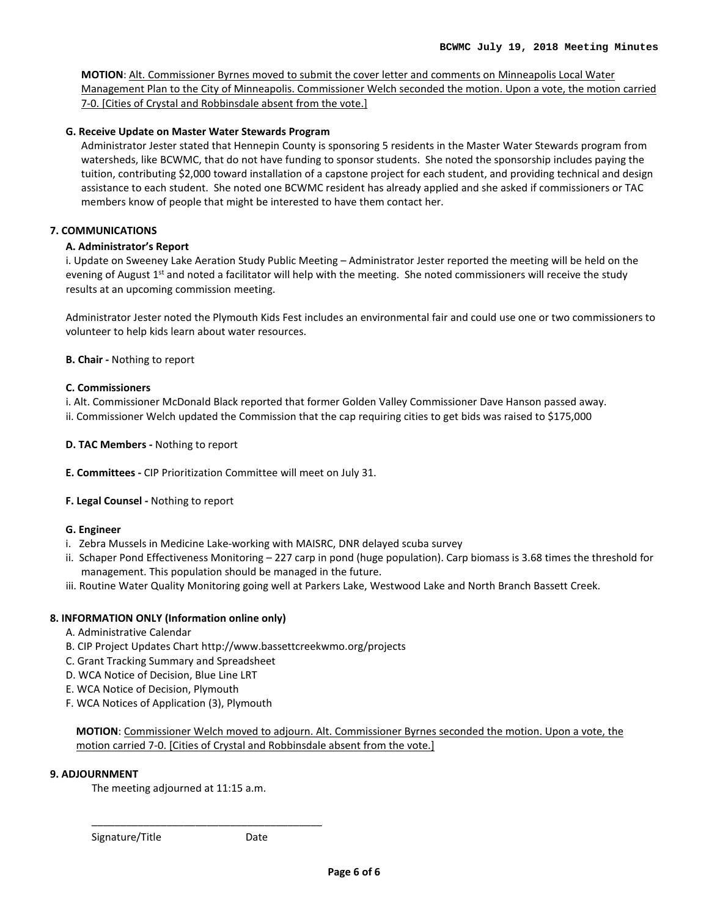**MOTION**: Alt. Commissioner Byrnes moved to submit the cover letter and comments on Minneapolis Local Water Management Plan to the City of Minneapolis. Commissioner Welch seconded the motion. Upon a vote, the motion carried 7-0. [Cities of Crystal and Robbinsdale absent from the vote.]

**G. Receive Update on Master Water Stewards Program**

Administrator Jester stated that Hennepin County is sponsoring 5 residents in the Master Water Stewards program from watersheds, like BCWMC, that do not have funding to sponsor students. She noted the sponsorship includes paying the tuition, contributing $2,000 toward installation of a capstone project for each student, and providing technical and design assistance to each student. She noted one BCWMC resident has already applied and she asked if commissioners or TAC members know of people that might be interested to have them contact her.

## 7. COMMUNICATIONS

**A. Administrator's Report**

i. Update on Sweeney Lake Aeration Study Public Meeting – Administrator Jester reported the meeting will be held on the evening of August 1st and noted a facilitator will help with the meeting. She noted commissioners will receive the study results at an upcoming commission meeting.

Administrator Jester noted the Plymouth Kids Fest includes an environmental fair and could use one or two commissioners to volunteer to help kids learn about water resources.

**B. Chair -** Nothing to report

**C. Commissioners**

i. Alt. Commissioner McDonald Black reported that former Golden Valley Commissioner Dave Hanson passed away.
ii. Commissioner Welch updated the Commission that the cap requiring cities to get bids was raised to $175,000

**D. TAC Members -** Nothing to report

**E. Committees -** CIP Prioritization Committee will meet on July 31.

**F. Legal Counsel -** Nothing to report

**G. Engineer**

i. Zebra Mussels in Medicine Lake-working with MAISRC, DNR delayed scuba survey
ii. Schaper Pond Effectiveness Monitoring – 227 carp in pond (huge population). Carp biomass is 3.68 times the threshold for management. This population should be managed in the future.
iii. Routine Water Quality Monitoring going well at Parkers Lake, Westwood Lake and North Branch Bassett Creek.

## 8. INFORMATION ONLY (Information online only)

A. Administrative Calendar
B. CIP Project Updates Chart http://www.bassettcreekwmo.org/projects
C. Grant Tracking Summary and Spreadsheet
D. WCA Notice of Decision, Blue Line LRT
E. WCA Notice of Decision, Plymouth
F. WCA Notices of Application (3), Plymouth

**MOTION**: Commissioner Welch moved to adjourn. Alt. Commissioner Byrnes seconded the motion. Upon a vote, the motion carried 7-0. [Cities of Crystal and Robbinsdale absent from the vote.]

## 9. ADJOURNMENT

The meeting adjourned at 11:15 a.m.

\_\_\_\_\_\_\_\_\_\_\_\_\_\_\_\_\_\_\_\_\_\_\_\_\_\_\_\_\_\_\_\_\_\_\_\_\_\_\_\_

Signature/Title Date